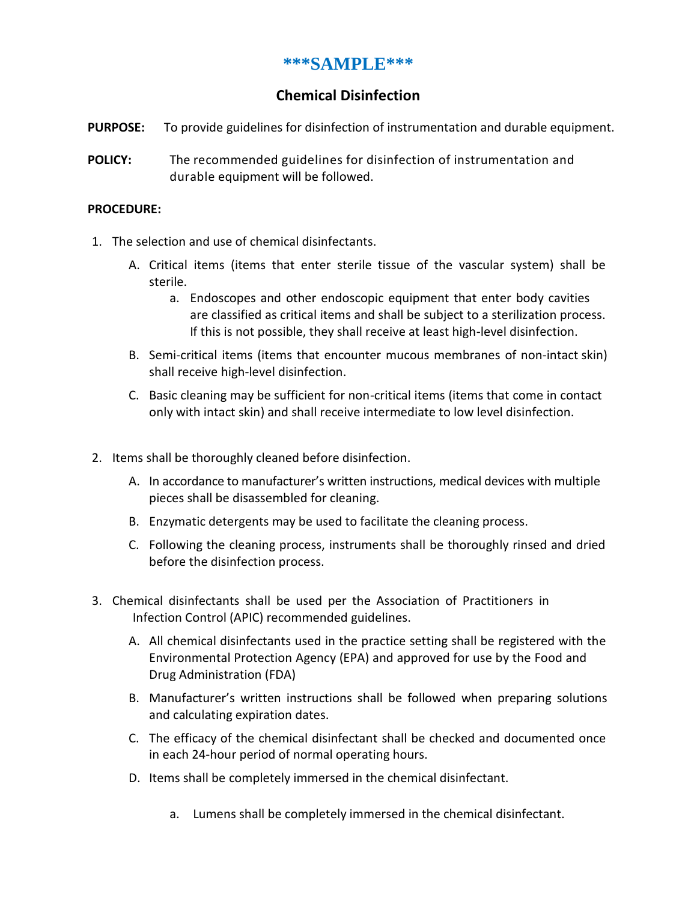# ***SAMPLE***

## Chemical Disinfection

**PURPOSE:** To provide guidelines for disinfection of instrumentation and durable equipment.

**POLICY:** The recommended guidelines for disinfection of instrumentation and durable equipment will be followed.

**PROCEDURE:**

1. The selection and use of chemical disinfectants.
   - A. Critical items (items that enter sterile tissue of the vascular system) shall be sterile.
     - a. Endoscopes and other endoscopic equipment that enter body cavities are classified as critical items and shall be subject to a sterilization process. If this is not possible, they shall receive at least high-level disinfection.
   - B. Semi-critical items (items that encounter mucous membranes of non-intact skin) shall receive high-level disinfection.
   - C. Basic cleaning may be sufficient for non-critical items (items that come in contact only with intact skin) and shall receive intermediate to low level disinfection.

2. Items shall be thoroughly cleaned before disinfection.
   - A. In accordance to manufacturer's written instructions, medical devices with multiple pieces shall be disassembled for cleaning.
   - B. Enzymatic detergents may be used to facilitate the cleaning process.
   - C. Following the cleaning process, instruments shall be thoroughly rinsed and dried before the disinfection process.

3. Chemical disinfectants shall be used per the Association of Practitioners in Infection Control (APIC) recommended guidelines.
   - A. All chemical disinfectants used in the practice setting shall be registered with the Environmental Protection Agency (EPA) and approved for use by the Food and Drug Administration (FDA)
   - B. Manufacturer's written instructions shall be followed when preparing solutions and calculating expiration dates.
   - C. The efficacy of the chemical disinfectant shall be checked and documented once in each 24-hour period of normal operating hours.
   - D. Items shall be completely immersed in the chemical disinfectant.
     - a. Lumens shall be completely immersed in the chemical disinfectant.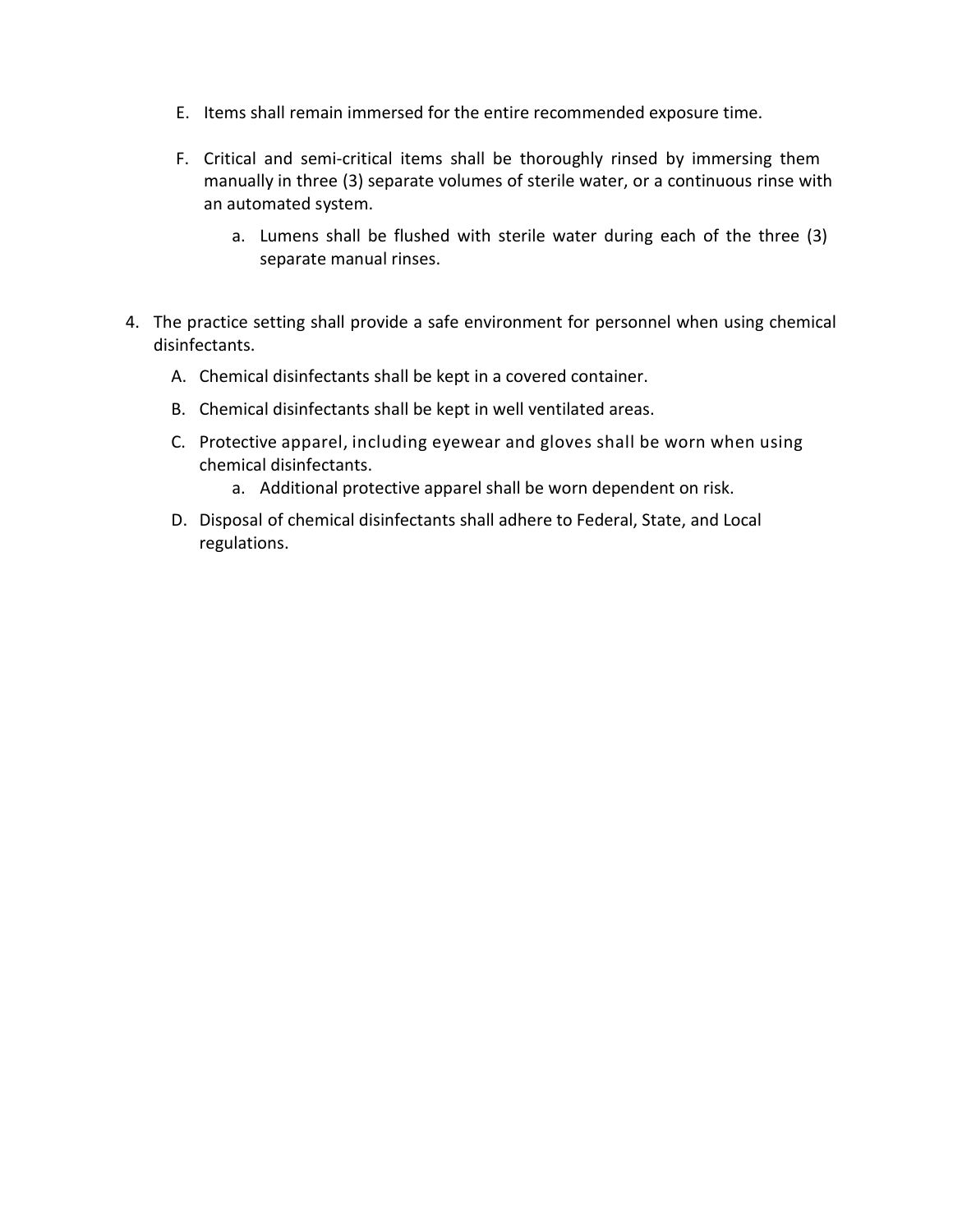E. Items shall remain immersed for the entire recommended exposure time.

F. Critical and semi-critical items shall be thoroughly rinsed by immersing them manually in three (3) separate volumes of sterile water, or a continuous rinse with an automated system.

   a. Lumens shall be flushed with sterile water during each of the three (3) separate manual rinses.

4. The practice setting shall provide a safe environment for personnel when using chemical disinfectants.

   A. Chemical disinfectants shall be kept in a covered container.

   B. Chemical disinfectants shall be kept in well ventilated areas.

   C. Protective apparel, including eyewear and gloves shall be worn when using chemical disinfectants.

      a. Additional protective apparel shall be worn dependent on risk.

   D. Disposal of chemical disinfectants shall adhere to Federal, State, and Local regulations.